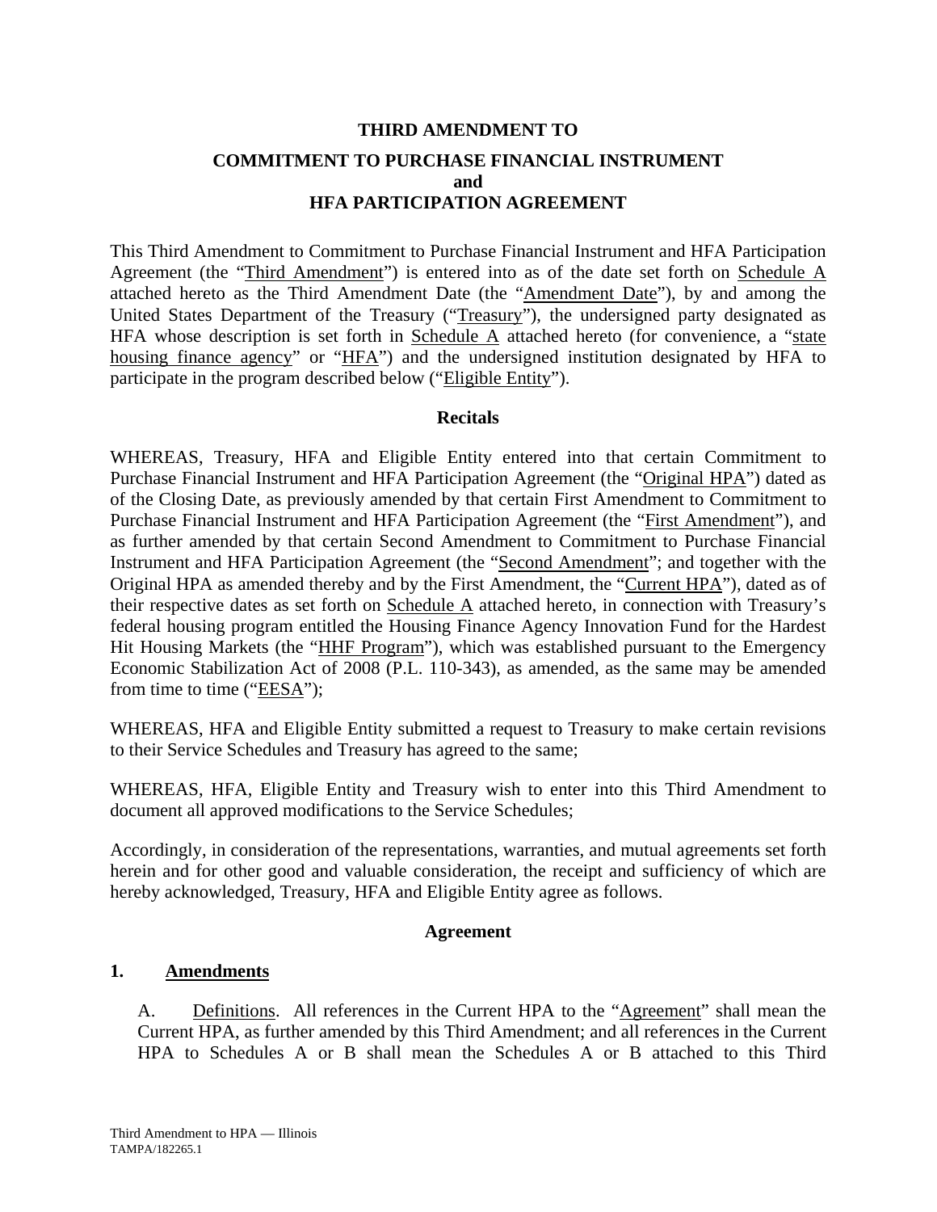# THIRD AMENDMENT TO

## COMMITMENT TO PURCHASE FINANCIAL INSTRUMENT
## and
## HFA PARTICIPATION AGREEMENT

This Third Amendment to Commitment to Purchase Financial Instrument and HFA Participation Agreement (the "Third Amendment") is entered into as of the date set forth on Schedule A attached hereto as the Third Amendment Date (the "Amendment Date"), by and among the United States Department of the Treasury ("Treasury"), the undersigned party designated as HFA whose description is set forth in Schedule A attached hereto (for convenience, a "state housing finance agency" or "HFA") and the undersigned institution designated by HFA to participate in the program described below ("Eligible Entity").

### Recitals

WHEREAS, Treasury, HFA and Eligible Entity entered into that certain Commitment to Purchase Financial Instrument and HFA Participation Agreement (the "Original HPA") dated as of the Closing Date, as previously amended by that certain First Amendment to Commitment to Purchase Financial Instrument and HFA Participation Agreement (the "First Amendment"), and as further amended by that certain Second Amendment to Commitment to Purchase Financial Instrument and HFA Participation Agreement (the "Second Amendment"; and together with the Original HPA as amended thereby and by the First Amendment, the "Current HPA"), dated as of their respective dates as set forth on Schedule A attached hereto, in connection with Treasury's federal housing program entitled the Housing Finance Agency Innovation Fund for the Hardest Hit Housing Markets (the "HHF Program"), which was established pursuant to the Emergency Economic Stabilization Act of 2008 (P.L. 110-343), as amended, as the same may be amended from time to time ("EESA");

WHEREAS, HFA and Eligible Entity submitted a request to Treasury to make certain revisions to their Service Schedules and Treasury has agreed to the same;

WHEREAS, HFA, Eligible Entity and Treasury wish to enter into this Third Amendment to document all approved modifications to the Service Schedules;

Accordingly, in consideration of the representations, warranties, and mutual agreements set forth herein and for other good and valuable consideration, the receipt and sufficiency of which are hereby acknowledged, Treasury, HFA and Eligible Entity agree as follows.

### Agreement

**1. Amendments**

A. Definitions. All references in the Current HPA to the "Agreement" shall mean the Current HPA, as further amended by this Third Amendment; and all references in the Current HPA to Schedules A or B shall mean the Schedules A or B attached to this Third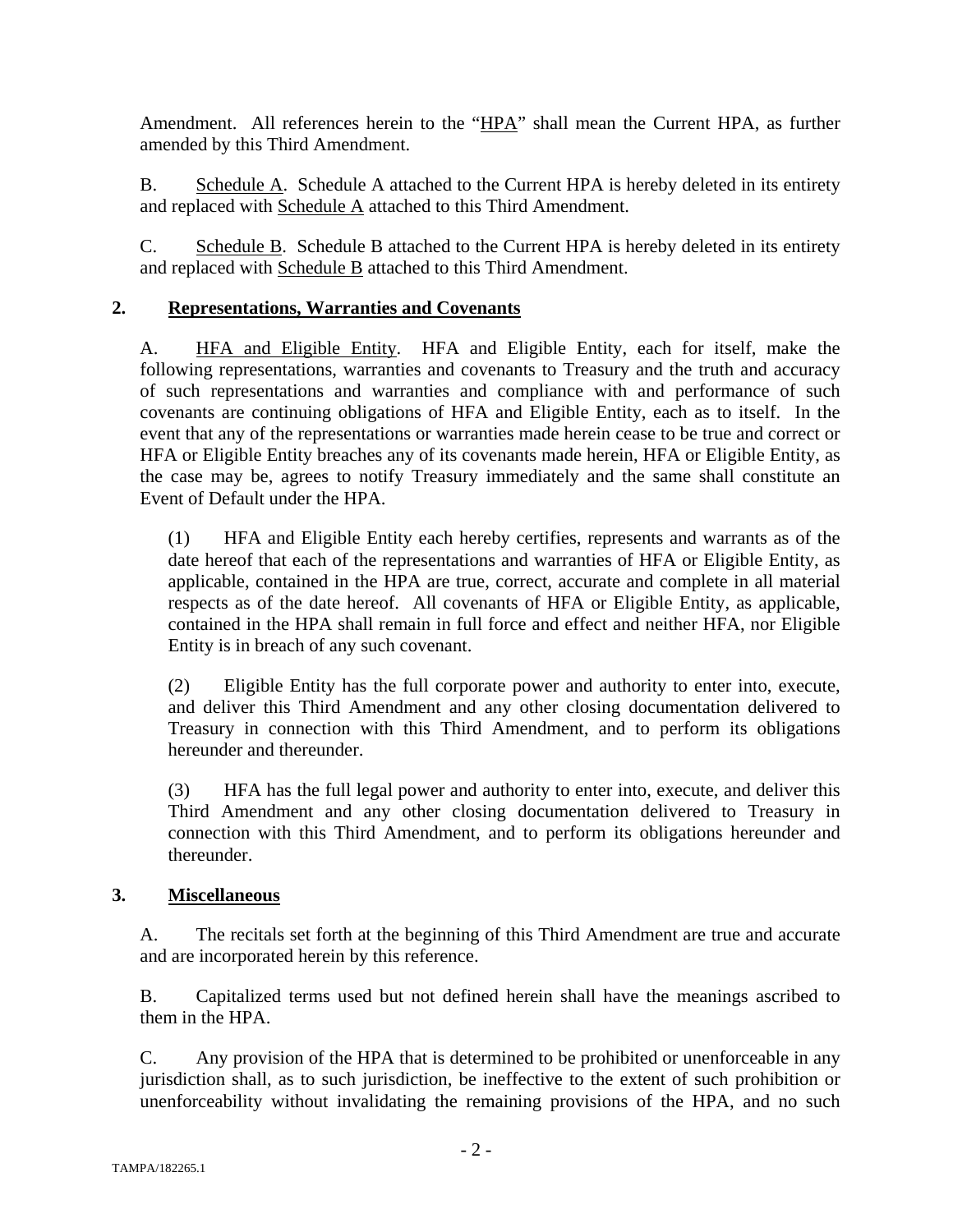Amendment. All references herein to the "HPA" shall mean the Current HPA, as further amended by this Third Amendment.

B. Schedule A. Schedule A attached to the Current HPA is hereby deleted in its entirety and replaced with Schedule A attached to this Third Amendment.

C. Schedule B. Schedule B attached to the Current HPA is hereby deleted in its entirety and replaced with Schedule B attached to this Third Amendment.

## 2. Representations, Warranties and Covenants

A. HFA and Eligible Entity. HFA and Eligible Entity, each for itself, make the following representations, warranties and covenants to Treasury and the truth and accuracy of such representations and warranties and compliance with and performance of such covenants are continuing obligations of HFA and Eligible Entity, each as to itself. In the event that any of the representations or warranties made herein cease to be true and correct or HFA or Eligible Entity breaches any of its covenants made herein, HFA or Eligible Entity, as the case may be, agrees to notify Treasury immediately and the same shall constitute an Event of Default under the HPA.

(1) HFA and Eligible Entity each hereby certifies, represents and warrants as of the date hereof that each of the representations and warranties of HFA or Eligible Entity, as applicable, contained in the HPA are true, correct, accurate and complete in all material respects as of the date hereof. All covenants of HFA or Eligible Entity, as applicable, contained in the HPA shall remain in full force and effect and neither HFA, nor Eligible Entity is in breach of any such covenant.

(2) Eligible Entity has the full corporate power and authority to enter into, execute, and deliver this Third Amendment and any other closing documentation delivered to Treasury in connection with this Third Amendment, and to perform its obligations hereunder and thereunder.

(3) HFA has the full legal power and authority to enter into, execute, and deliver this Third Amendment and any other closing documentation delivered to Treasury in connection with this Third Amendment, and to perform its obligations hereunder and thereunder.

## 3. Miscellaneous

A. The recitals set forth at the beginning of this Third Amendment are true and accurate and are incorporated herein by this reference.

B. Capitalized terms used but not defined herein shall have the meanings ascribed to them in the HPA.

C. Any provision of the HPA that is determined to be prohibited or unenforceable in any jurisdiction shall, as to such jurisdiction, be ineffective to the extent of such prohibition or unenforceability without invalidating the remaining provisions of the HPA, and no such

TAMPA/182265.1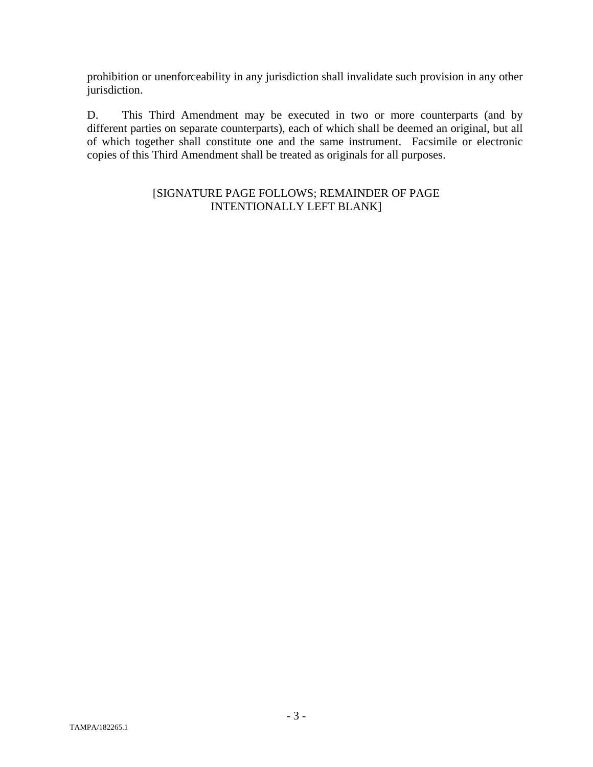prohibition or unenforceability in any jurisdiction shall invalidate such provision in any other jurisdiction.

D. This Third Amendment may be executed in two or more counterparts (and by different parties on separate counterparts), each of which shall be deemed an original, but all of which together shall constitute one and the same instrument. Facsimile or electronic copies of this Third Amendment shall be treated as originals for all purposes.

[SIGNATURE PAGE FOLLOWS; REMAINDER OF PAGE INTENTIONALLY LEFT BLANK]

TAMPA/182265.1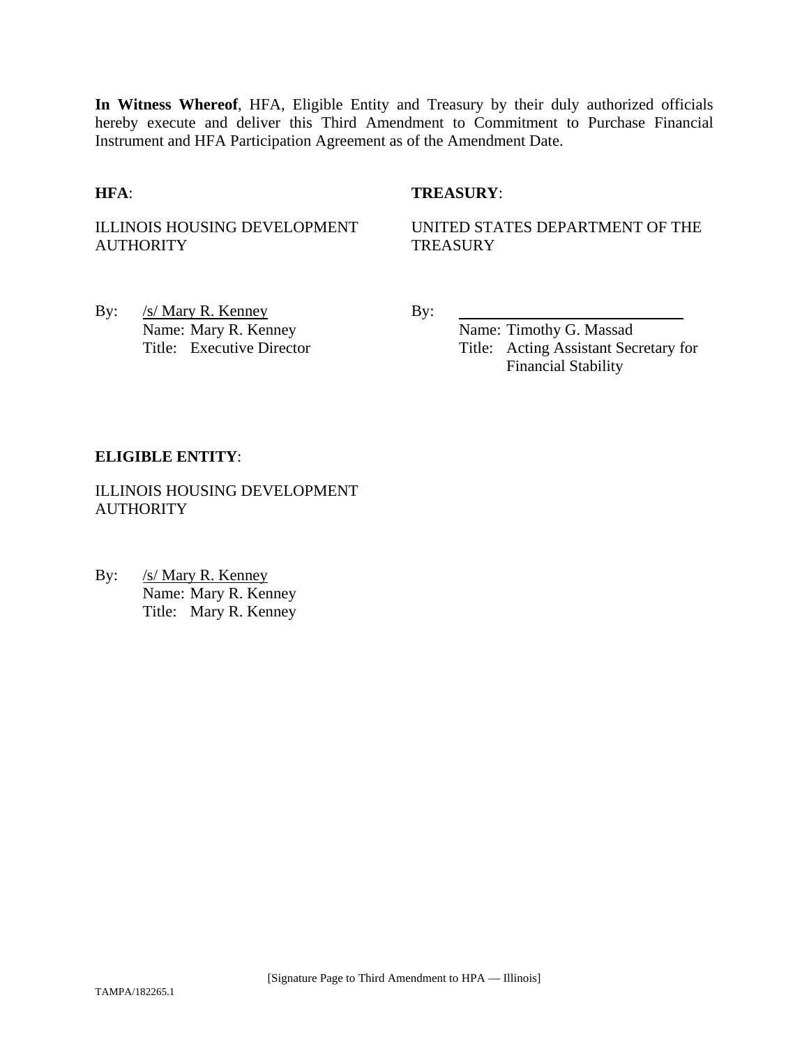**In Witness Whereof**, HFA, Eligible Entity and Treasury by their duly authorized officials hereby execute and deliver this Third Amendment to Commitment to Purchase Financial Instrument and HFA Participation Agreement as of the Amendment Date.

**HFA**:

ILLINOIS HOUSING DEVELOPMENT AUTHORITY

By: /s/ Mary R. Kenney
Name: Mary R. Kenney
Title: Executive Director

**TREASURY**:

UNITED STATES DEPARTMENT OF THE TREASURY

By: \_\_\_\_\_\_\_\_\_\_\_\_\_\_\_\_\_\_\_\_\_\_\_\_\_\_\_\_
Name: Timothy G. Massad
Title: Acting Assistant Secretary for Financial Stability

**ELIGIBLE ENTITY**:

ILLINOIS HOUSING DEVELOPMENT AUTHORITY

By: /s/ Mary R. Kenney
Name: Mary R. Kenney
Title: Mary R. Kenney

[Signature Page to Third Amendment to HPA — Illinois]

TAMPA/182265.1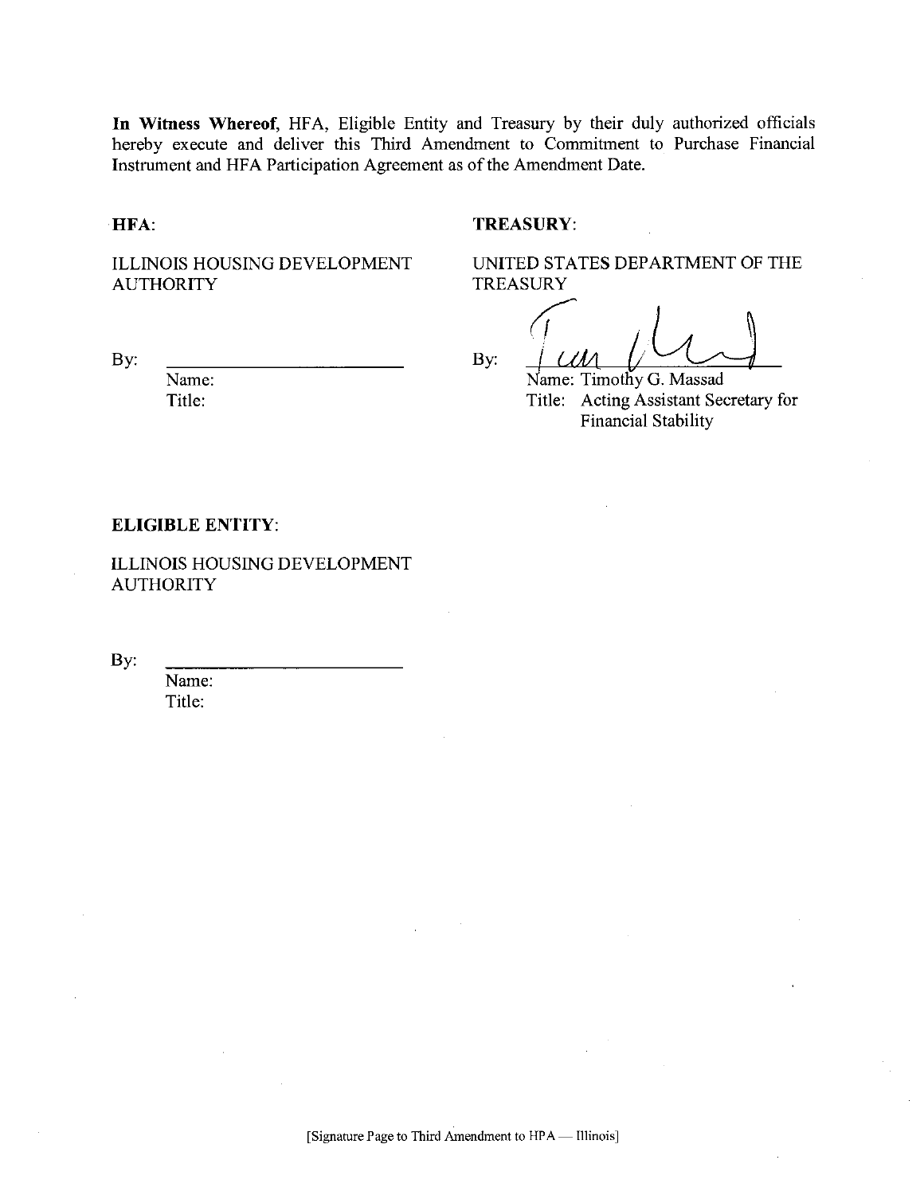**In Witness Whereof**, HFA, Eligible Entity and Treasury by their duly authorized officials hereby execute and deliver this Third Amendment to Commitment to Purchase Financial Instrument and HFA Participation Agreement as of the Amendment Date.

**HFA**:

ILLINOIS HOUSING DEVELOPMENT AUTHORITY

By: ___________________________
Name:
Title:

**TREASURY**:

UNITED STATES DEPARTMENT OF THE TREASURY

By: ___________________________
Name: Timothy G. Massad
Title: Acting Assistant Secretary for Financial Stability

**ELIGIBLE ENTITY**:

ILLINOIS HOUSING DEVELOPMENT AUTHORITY

By: ___________________________
Name:
Title:

[Signature Page to Third Amendment to HPA — Illinois]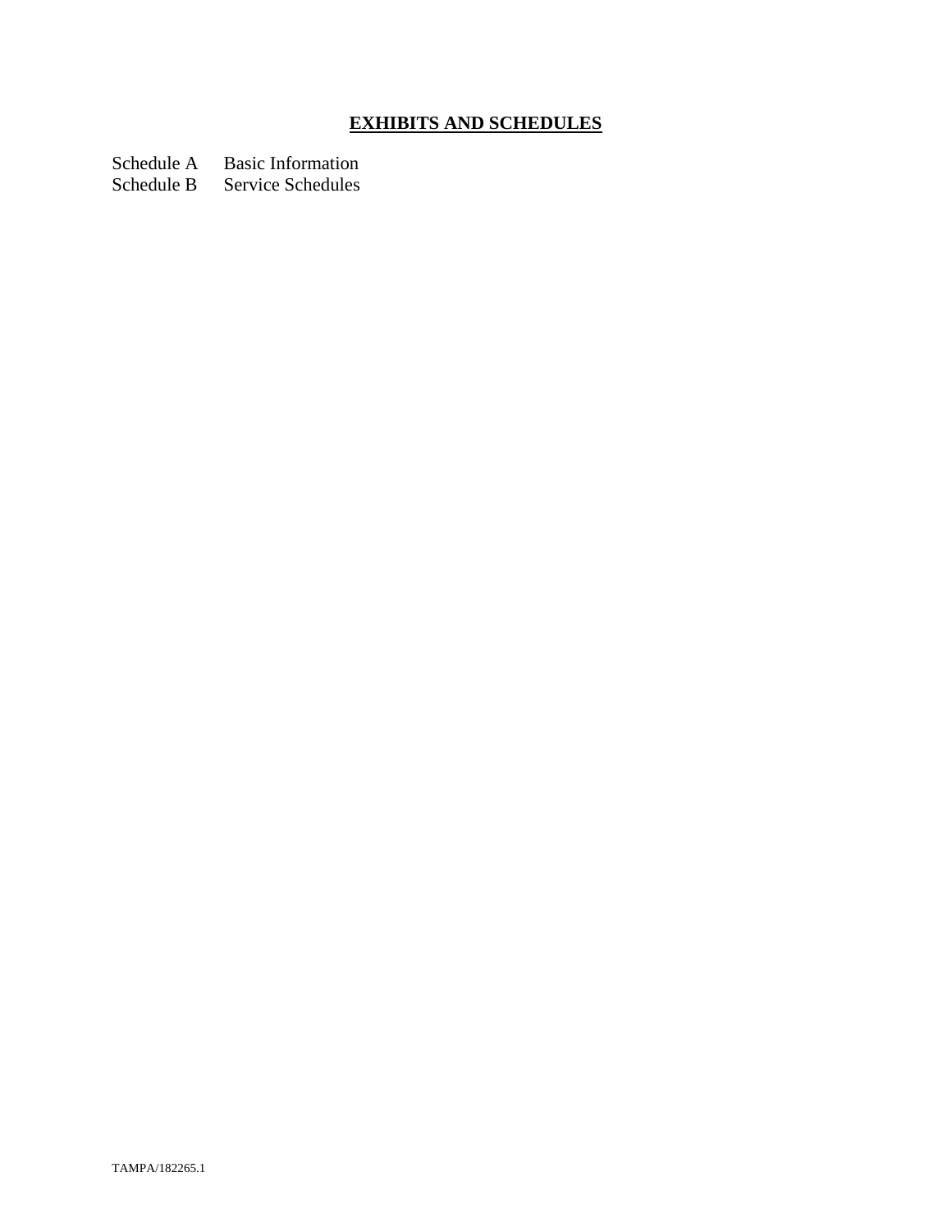# **EXHIBITS AND SCHEDULES**

Schedule A Basic Information

Schedule B Service Schedules

TAMPA/182265.1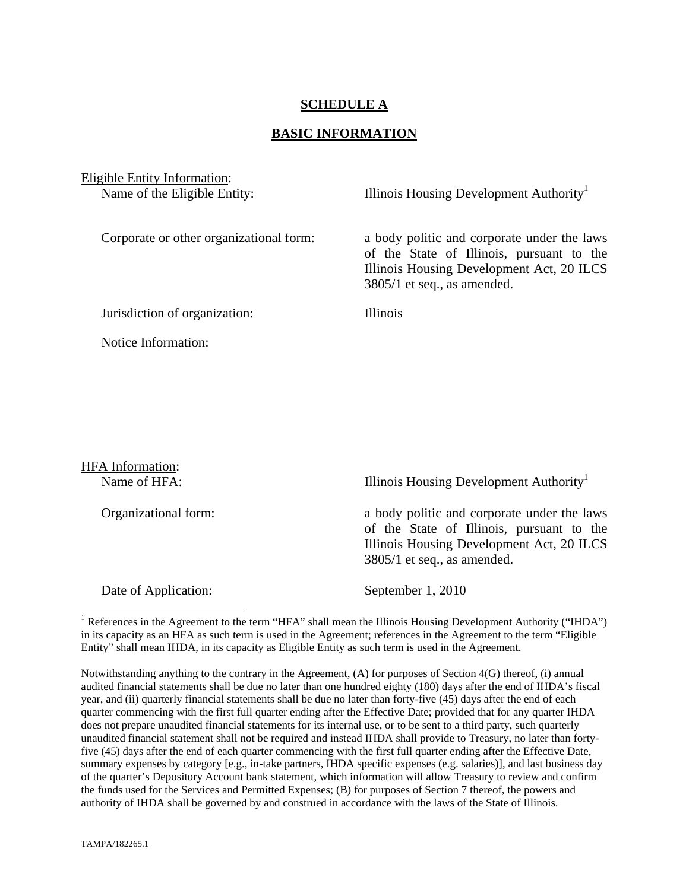**SCHEDULE A**

**BASIC INFORMATION**

Eligible Entity Information:

| | |
|---|---|
| Name of the Eligible Entity: | Illinois Housing Development Authority[1] |
| Corporate or other organizational form: | a body politic and corporate under the laws of the State of Illinois, pursuant to the Illinois Housing Development Act, 20 ILCS 3805/1 et seq., as amended. |
| Jurisdiction of organization: | Illinois |
| Notice Information: | |

HFA Information:

| | |
|---|---|
| Name of HFA: | Illinois Housing Development Authority[1] |
| Organizational form: | a body politic and corporate under the laws of the State of Illinois, pursuant to the Illinois Housing Development Act, 20 ILCS 3805/1 et seq., as amended. |
| Date of Application: | September 1, 2010 |

[1] References in the Agreement to the term "HFA" shall mean the Illinois Housing Development Authority ("IHDA") in its capacity as an HFA as such term is used in the Agreement; references in the Agreement to the term "Eligible Entity" shall mean IHDA, in its capacity as Eligible Entity as such term is used in the Agreement.

Notwithstanding anything to the contrary in the Agreement, (A) for purposes of Section 4(G) thereof, (i) annual audited financial statements shall be due no later than one hundred eighty (180) days after the end of IHDA's fiscal year, and (ii) quarterly financial statements shall be due no later than forty-five (45) days after the end of each quarter commencing with the first full quarter ending after the Effective Date; provided that for any quarter IHDA does not prepare unaudited financial statements for its internal use, or to be sent to a third party, such quarterly unaudited financial statement shall not be required and instead IHDA shall provide to Treasury, no later than forty-five (45) days after the end of each quarter commencing with the first full quarter ending after the Effective Date, summary expenses by category [e.g., in-take partners, IHDA specific expenses (e.g. salaries)], and last business day of the quarter's Depository Account bank statement, which information will allow Treasury to review and confirm the funds used for the Services and Permitted Expenses; (B) for purposes of Section 7 thereof, the powers and authority of IHDA shall be governed by and construed in accordance with the laws of the State of Illinois.

TAMPA/182265.1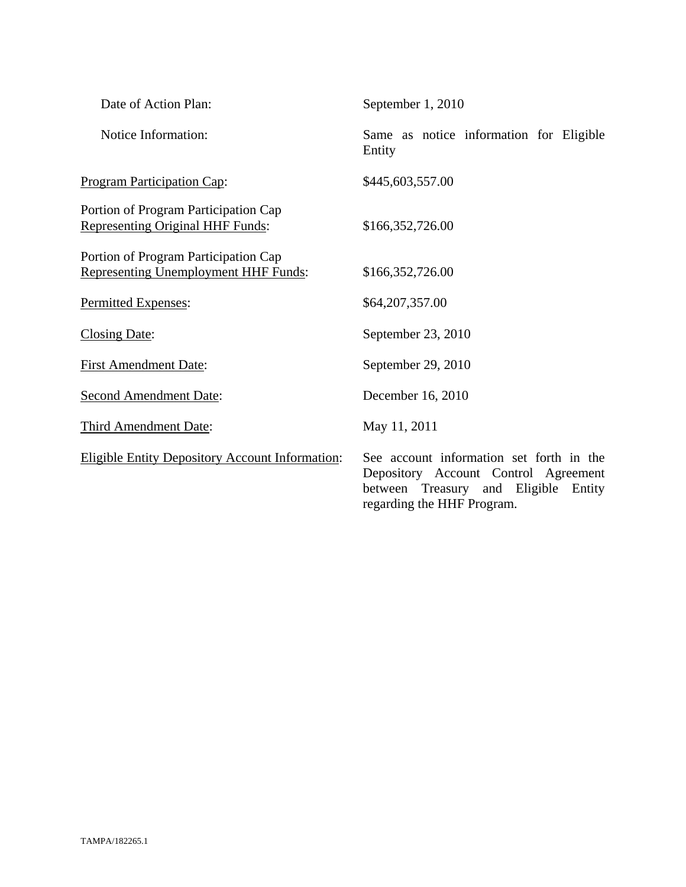| | |
|---|---|
| Date of Action Plan: | September 1, 2010 |
| Notice Information: | Same as notice information for Eligible Entity |
| Program Participation Cap: | \$445,603,557.00 |
| Portion of Program Participation Cap Representing Original HHF Funds: | \$166,352,726.00 |
| Portion of Program Participation Cap Representing Unemployment HHF Funds: | \$166,352,726.00 |
| Permitted Expenses: | \$64,207,357.00 |
| Closing Date: | September 23, 2010 |
| First Amendment Date: | September 29, 2010 |
| Second Amendment Date: | December 16, 2010 |
| Third Amendment Date: | May 11, 2011 |
| Eligible Entity Depository Account Information: | See account information set forth in the Depository Account Control Agreement between Treasury and Eligible Entity regarding the HHF Program. |

TAMPA/182265.1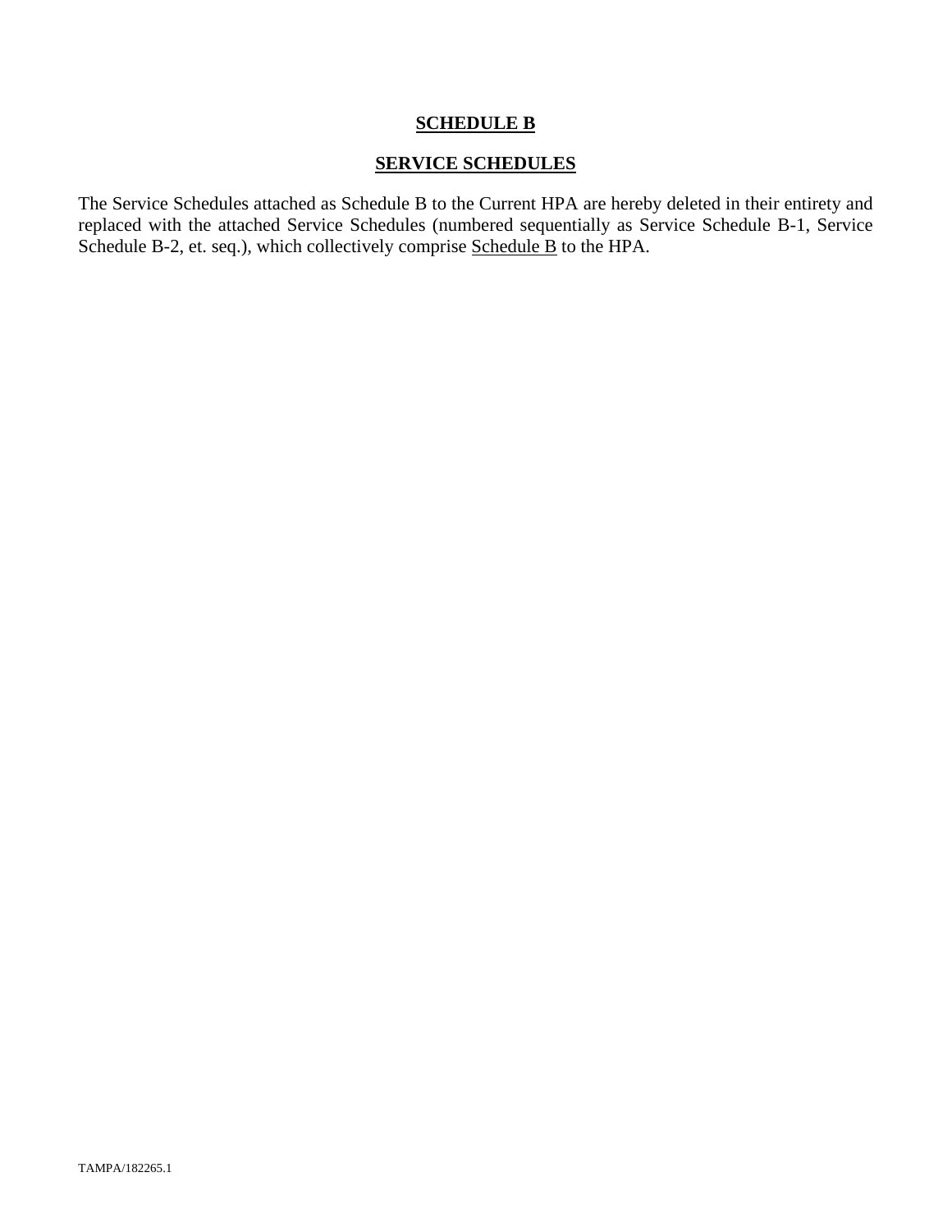# **SCHEDULE B**

## **SERVICE SCHEDULES**

The Service Schedules attached as Schedule B to the Current HPA are hereby deleted in their entirety and replaced with the attached Service Schedules (numbered sequentially as Service Schedule B-1, Service Schedule B-2, et. seq.), which collectively comprise Schedule B to the HPA.

TAMPA/182265.1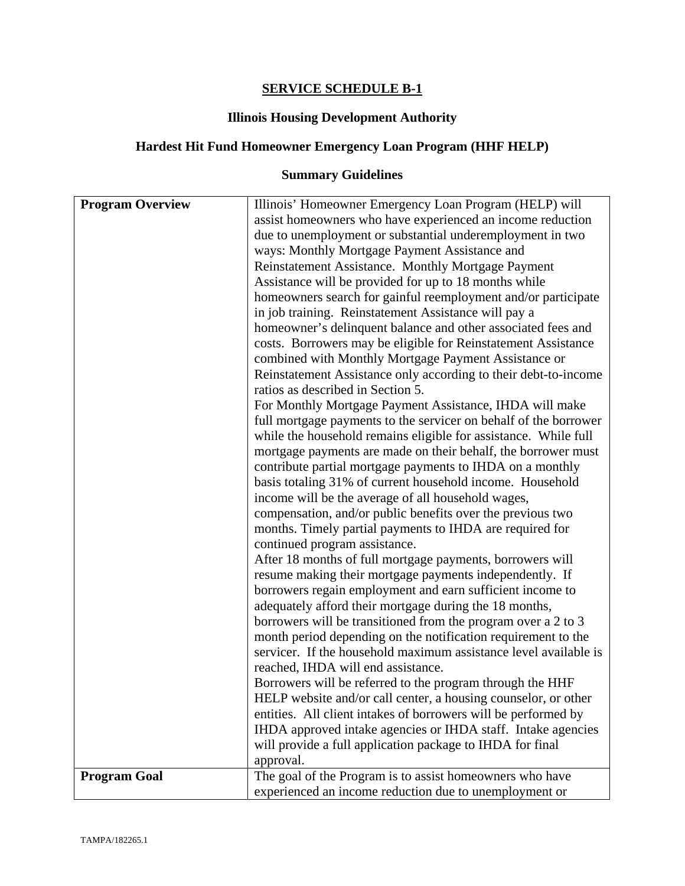**SERVICE SCHEDULE B-1**

**Illinois Housing Development Authority**

**Hardest Hit Fund Homeowner Emergency Loan Program (HHF HELP)**

**Summary Guidelines**

| | |
|---|---|
| **Program Overview** | Illinois' Homeowner Emergency Loan Program (HELP) will assist homeowners who have experienced an income reduction due to unemployment or substantial underemployment in two ways: Monthly Mortgage Payment Assistance and Reinstatement Assistance. Monthly Mortgage Payment Assistance will be provided for up to 18 months while homeowners search for gainful reemployment and/or participate in job training. Reinstatement Assistance will pay a homeowner's delinquent balance and other associated fees and costs. Borrowers may be eligible for Reinstatement Assistance combined with Monthly Mortgage Payment Assistance or Reinstatement Assistance only according to their debt-to-income ratios as described in Section 5.<br>For Monthly Mortgage Payment Assistance, IHDA will make full mortgage payments to the servicer on behalf of the borrower while the household remains eligible for assistance. While full mortgage payments are made on their behalf, the borrower must contribute partial mortgage payments to IHDA on a monthly basis totaling 31% of current household income. Household income will be the average of all household wages, compensation, and/or public benefits over the previous two months. Timely partial payments to IHDA are required for continued program assistance.<br>After 18 months of full mortgage payments, borrowers will resume making their mortgage payments independently. If borrowers regain employment and earn sufficient income to adequately afford their mortgage during the 18 months, borrowers will be transitioned from the program over a 2 to 3 month period depending on the notification requirement to the servicer. If the household maximum assistance level available is reached, IHDA will end assistance.<br>Borrowers will be referred to the program through the HHF HELP website and/or call center, a housing counselor, or other entities. All client intakes of borrowers will be performed by IHDA approved intake agencies or IHDA staff. Intake agencies will provide a full application package to IHDA for final approval. |
| **Program Goal** | The goal of the Program is to assist homeowners who have experienced an income reduction due to unemployment or |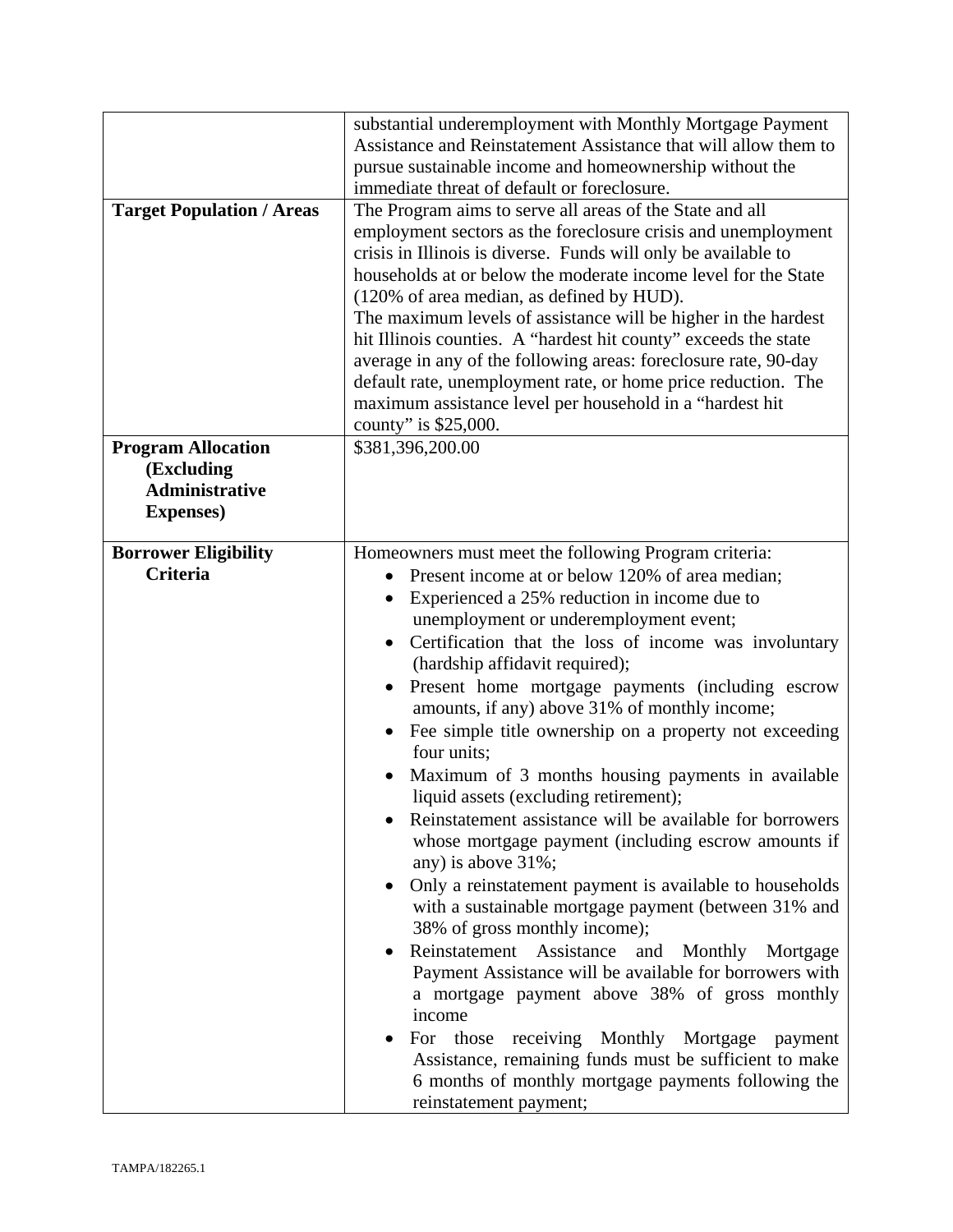| | |
|---|---|
| | substantial underemployment with Monthly Mortgage Payment Assistance and Reinstatement Assistance that will allow them to pursue sustainable income and homeownership without the immediate threat of default or foreclosure. |
| **Target Population / Areas** | The Program aims to serve all areas of the State and all employment sectors as the foreclosure crisis and unemployment crisis in Illinois is diverse. Funds will only be available to households at or below the moderate income level for the State (120% of area median, as defined by HUD).<br>The maximum levels of assistance will be higher in the hardest hit Illinois counties. A "hardest hit county" exceeds the state average in any of the following areas: foreclosure rate, 90-day default rate, unemployment rate, or home price reduction. The maximum assistance level per household in a "hardest hit county" is $25,000. |
| **Program Allocation (Excluding Administrative Expenses)** | $381,396,200.00 |
| **Borrower Eligibility Criteria** | Homeowners must meet the following Program criteria:<br>• Present income at or below 120% of area median;<br>• Experienced a 25% reduction in income due to unemployment or underemployment event;<br>• Certification that the loss of income was involuntary (hardship affidavit required);<br>• Present home mortgage payments (including escrow amounts, if any) above 31% of monthly income;<br>• Fee simple title ownership on a property not exceeding four units;<br>• Maximum of 3 months housing payments in available liquid assets (excluding retirement);<br>• Reinstatement assistance will be available for borrowers whose mortgage payment (including escrow amounts if any) is above 31%;<br>• Only a reinstatement payment is available to households with a sustainable mortgage payment (between 31% and 38% of gross monthly income);<br>• Reinstatement Assistance and Monthly Mortgage Payment Assistance will be available for borrowers with a mortgage payment above 38% of gross monthly income<br>• For those receiving Monthly Mortgage payment Assistance, remaining funds must be sufficient to make 6 months of monthly mortgage payments following the reinstatement payment; |

TAMPA/182265.1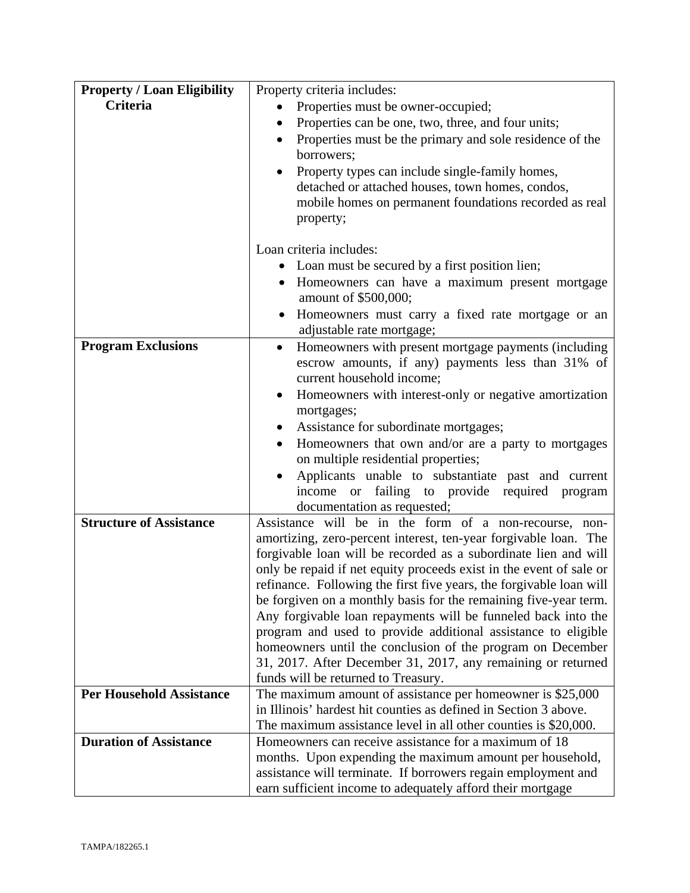| Property / Loan Eligibility Criteria | Property criteria includes:<br>• Properties must be owner-occupied;<br>• Properties can be one, two, three, and four units;<br>• Properties must be the primary and sole residence of the borrowers;<br>• Property types can include single-family homes, detached or attached houses, town homes, condos, mobile homes on permanent foundations recorded as real property;<br><br>Loan criteria includes:<br>• Loan must be secured by a first position lien;<br>• Homeowners can have a maximum present mortgage amount of $500,000;<br>• Homeowners must carry a fixed rate mortgage or an adjustable rate mortgage; |
|---|---|
| **Program Exclusions** | • Homeowners with present mortgage payments (including escrow amounts, if any) payments less than 31% of current household income;<br>• Homeowners with interest-only or negative amortization mortgages;<br>• Assistance for subordinate mortgages;<br>• Homeowners that own and/or are a party to mortgages on multiple residential properties;<br>• Applicants unable to substantiate past and current income or failing to provide required program documentation as requested; |
| **Structure of Assistance** | Assistance will be in the form of a non-recourse, non-amortizing, zero-percent interest, ten-year forgivable loan. The forgivable loan will be recorded as a subordinate lien and will only be repaid if net equity proceeds exist in the event of sale or refinance. Following the first five years, the forgivable loan will be forgiven on a monthly basis for the remaining five-year term. Any forgivable loan repayments will be funneled back into the program and used to provide additional assistance to eligible homeowners until the conclusion of the program on December 31, 2017. After December 31, 2017, any remaining or returned funds will be returned to Treasury. |
| **Per Household Assistance** | The maximum amount of assistance per homeowner is $25,000 in Illinois' hardest hit counties as defined in Section 3 above. The maximum assistance level in all other counties is $20,000. |
| **Duration of Assistance** | Homeowners can receive assistance for a maximum of 18 months. Upon expending the maximum amount per household, assistance will terminate. If borrowers regain employment and earn sufficient income to adequately afford their mortgage |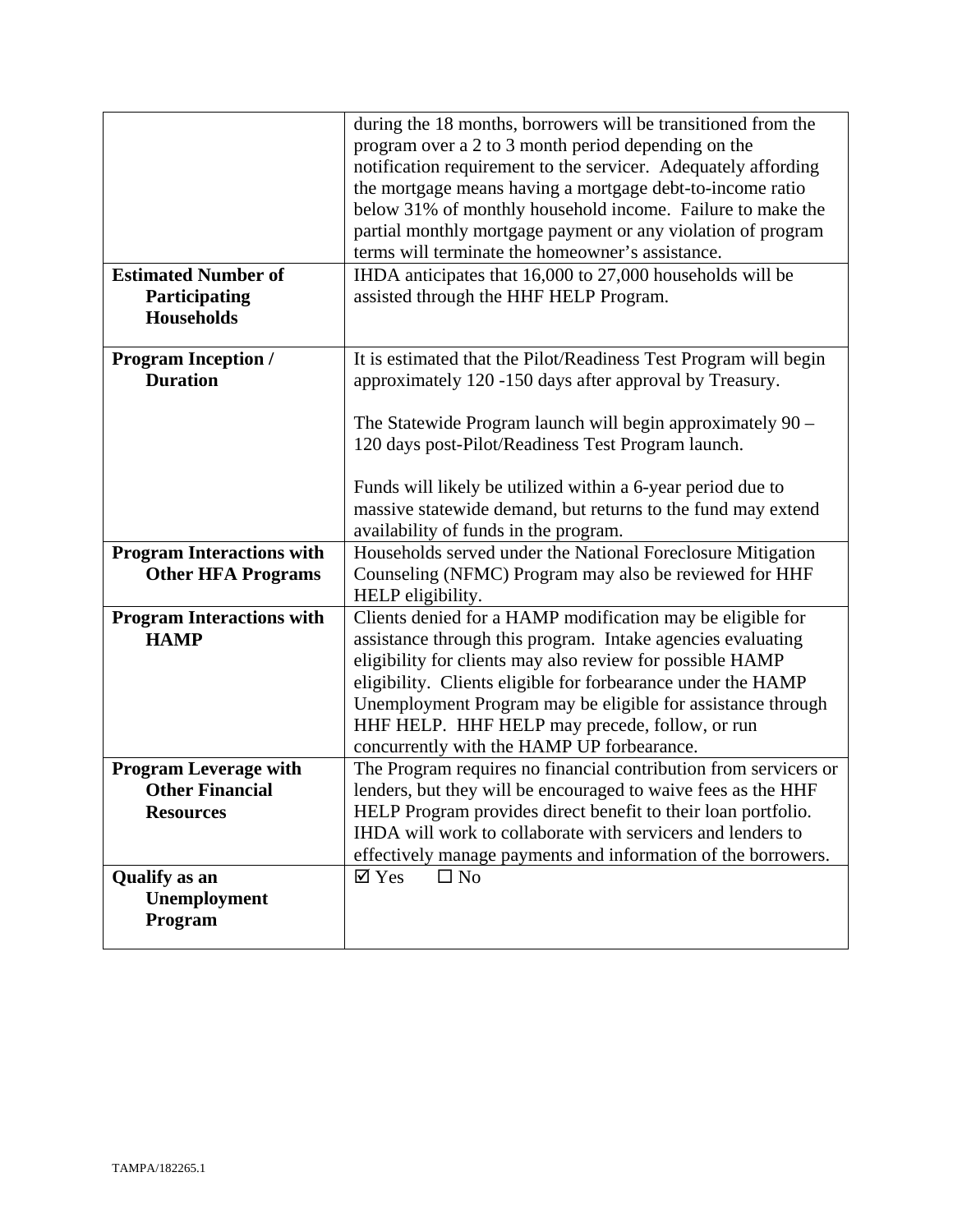| | |
|---|---|
| | during the 18 months, borrowers will be transitioned from the program over a 2 to 3 month period depending on the notification requirement to the servicer. Adequately affording the mortgage means having a mortgage debt-to-income ratio below 31% of monthly household income. Failure to make the partial monthly mortgage payment or any violation of program terms will terminate the homeowner's assistance. |
| **Estimated Number of Participating Households** | IHDA anticipates that 16,000 to 27,000 households will be assisted through the HHF HELP Program. |
| **Program Inception / Duration** | It is estimated that the Pilot/Readiness Test Program will begin approximately 120 -150 days after approval by Treasury.<br><br>The Statewide Program launch will begin approximately 90 – 120 days post-Pilot/Readiness Test Program launch.<br><br>Funds will likely be utilized within a 6-year period due to massive statewide demand, but returns to the fund may extend availability of funds in the program. |
| **Program Interactions with Other HFA Programs** | Households served under the National Foreclosure Mitigation Counseling (NFMC) Program may also be reviewed for HHF HELP eligibility. |
| **Program Interactions with HAMP** | Clients denied for a HAMP modification may be eligible for assistance through this program. Intake agencies evaluating eligibility for clients may also review for possible HAMP eligibility. Clients eligible for forbearance under the HAMP Unemployment Program may be eligible for assistance through HHF HELP. HHF HELP may precede, follow, or run concurrently with the HAMP UP forbearance. |
| **Program Leverage with Other Financial Resources** | The Program requires no financial contribution from servicers or lenders, but they will be encouraged to waive fees as the HHF HELP Program provides direct benefit to their loan portfolio. IHDA will work to collaborate with servicers and lenders to effectively manage payments and information of the borrowers. |
| **Qualify as an Unemployment Program** | ☑ Yes ☐ No |

TAMPA/182265.1